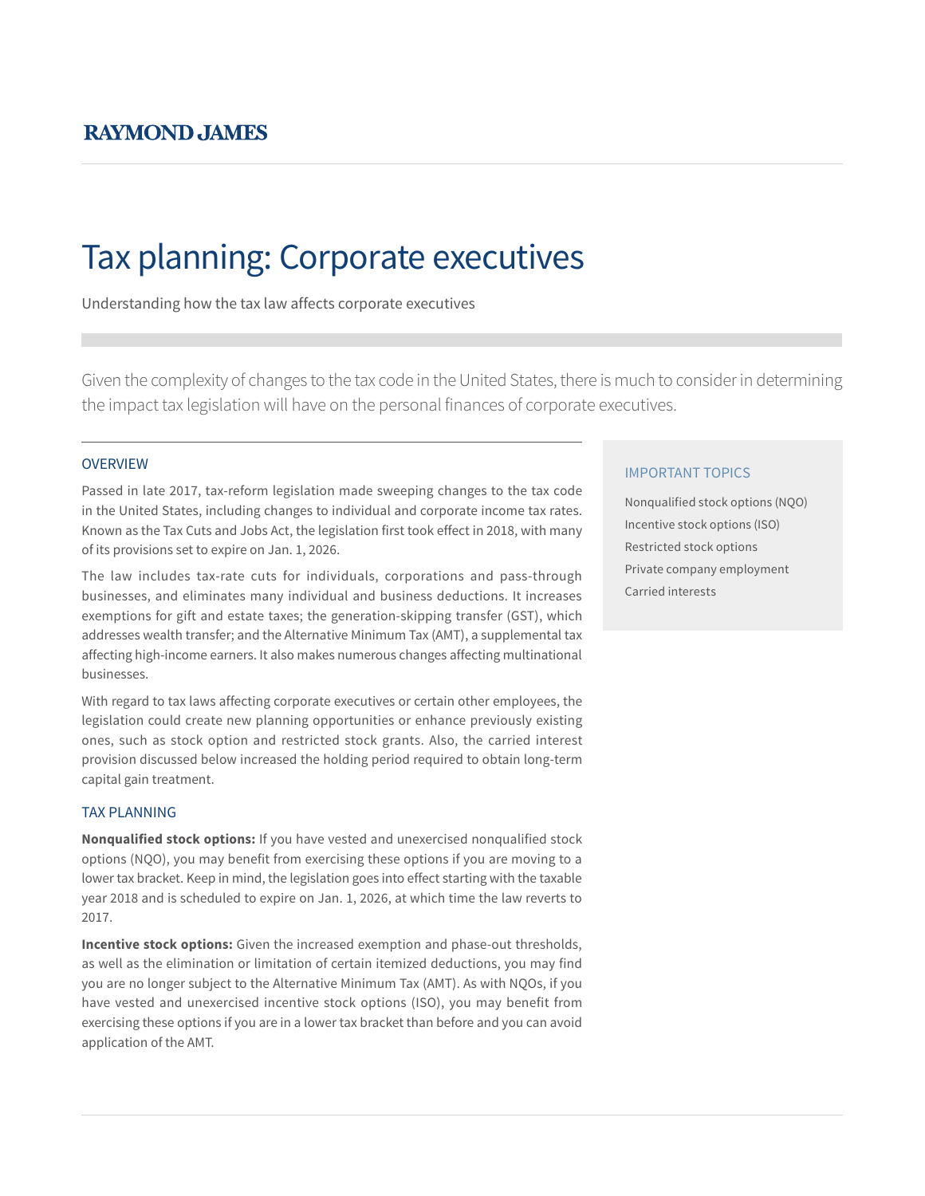**RAYMOND JAMES**

# Tax planning: Corporate executives

Understanding how the tax law affects corporate executives

Given the complexity of changes to the tax code in the United States, there is much to consider in determining the impact tax legislation will have on the personal finances of corporate executives.

## OVERVIEW

Passed in late 2017, tax-reform legislation made sweeping changes to the tax code in the United States, including changes to individual and corporate income tax rates. Known as the Tax Cuts and Jobs Act, the legislation first took effect in 2018, with many of its provisions set to expire on Jan. 1, 2026.

The law includes tax-rate cuts for individuals, corporations and pass-through businesses, and eliminates many individual and business deductions. It increases exemptions for gift and estate taxes; the generation-skipping transfer (GST), which addresses wealth transfer; and the Alternative Minimum Tax (AMT), a supplemental tax affecting high-income earners. It also makes numerous changes affecting multinational businesses.

With regard to tax laws affecting corporate executives or certain other employees, the legislation could create new planning opportunities or enhance previously existing ones, such as stock option and restricted stock grants. Also, the carried interest provision discussed below increased the holding period required to obtain long-term capital gain treatment.

## TAX PLANNING

**Nonqualified stock options:** If you have vested and unexercised nonqualified stock options (NQO), you may benefit from exercising these options if you are moving to a lower tax bracket. Keep in mind, the legislation goes into effect starting with the taxable year 2018 and is scheduled to expire on Jan. 1, 2026, at which time the law reverts to 2017.

**Incentive stock options:** Given the increased exemption and phase-out thresholds, as well as the elimination or limitation of certain itemized deductions, you may find you are no longer subject to the Alternative Minimum Tax (AMT). As with NQOs, if you have vested and unexercised incentive stock options (ISO), you may benefit from exercising these options if you are in a lower tax bracket than before and you can avoid application of the AMT.

### IMPORTANT TOPICS

- Nonqualified stock options (NQO)
- Incentive stock options (ISO)
- Restricted stock options
- Private company employment
- Carried interests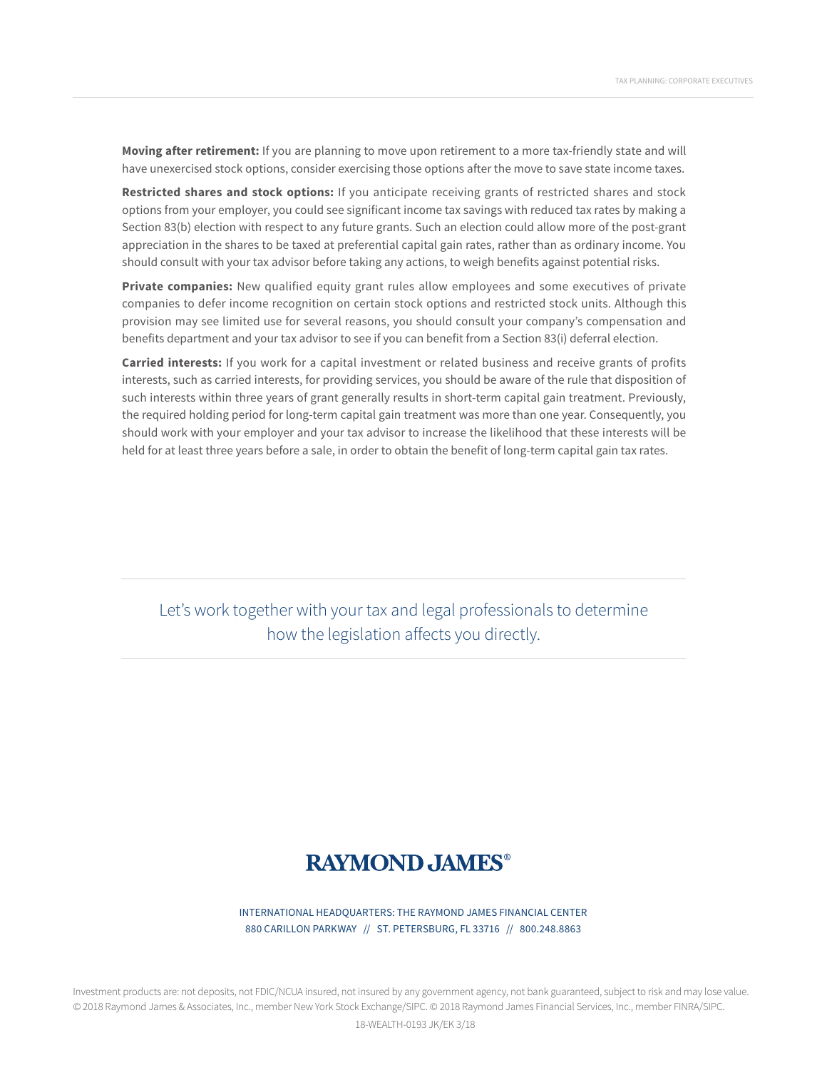**Moving after retirement:** If you are planning to move upon retirement to a more tax-friendly state and will have unexercised stock options, consider exercising those options after the move to save state income taxes.

**Restricted shares and stock options:** If you anticipate receiving grants of restricted shares and stock options from your employer, you could see significant income tax savings with reduced tax rates by making a Section 83(b) election with respect to any future grants. Such an election could allow more of the post-grant appreciation in the shares to be taxed at preferential capital gain rates, rather than as ordinary income. You should consult with your tax advisor before taking any actions, to weigh benefits against potential risks.

**Private companies:** New qualified equity grant rules allow employees and some executives of private companies to defer income recognition on certain stock options and restricted stock units. Although this provision may see limited use for several reasons, you should consult your company's compensation and benefits department and your tax advisor to see if you can benefit from a Section 83(i) deferral election.

**Carried interests:** If you work for a capital investment or related business and receive grants of profits interests, such as carried interests, for providing services, you should be aware of the rule that disposition of such interests within three years of grant generally results in short-term capital gain treatment. Previously, the required holding period for long-term capital gain treatment was more than one year. Consequently, you should work with your employer and your tax advisor to increase the likelihood that these interests will be held for at least three years before a sale, in order to obtain the benefit of long-term capital gain tax rates.

Let's work together with your tax and legal professionals to determine how the legislation affects you directly.

**RAYMOND JAMES®**

INTERNATIONAL HEADQUARTERS: THE RAYMOND JAMES FINANCIAL CENTER
880 CARILLON PARKWAY // ST. PETERSBURG, FL 33716 // 800.248.8863

Investment products are: not deposits, not FDIC/NCUA insured, not insured by any government agency, not bank guaranteed, subject to risk and may lose value.
© 2018 Raymond James & Associates, Inc., member New York Stock Exchange/SIPC. © 2018 Raymond James Financial Services, Inc., member FINRA/SIPC.

18-WEALTH-0193 JK/EK 3/18